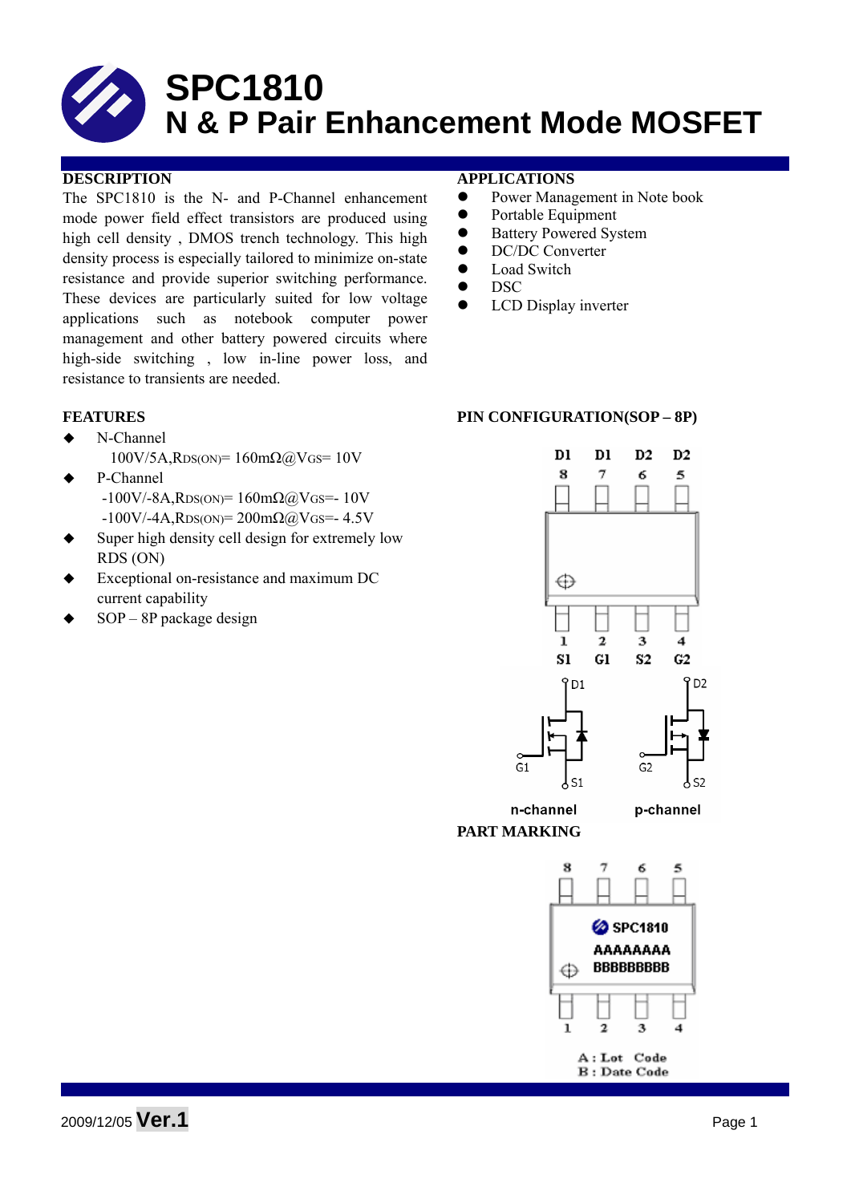# SPC1810
## N & P Pair Enhancement Mode MOSFET

### DESCRIPTION

The SPC1810 is the N- and P-Channel enhancement mode power field effect transistors are produced using high cell density , DMOS trench technology. This high density process is especially tailored to minimize on-state resistance and provide superior switching performance. These devices are particularly suited for low voltage applications such as notebook computer power management and other battery powered circuits where high-side switching , low in-line power loss, and resistance to transients are needed.

### APPLICATIONS

- Power Management in Note book
- Portable Equipment
- Battery Powered System
- DC/DC Converter
- Load Switch
- DSC
- LCD Display inverter

### FEATURES

- N-Channel
  100V/5A, $R_{DS(ON)}$= 160mΩ@$V_{GS}$= 10V
- P-Channel
  -100V/-8A, $R_{DS(ON)}$= 160mΩ@$V_{GS}$=- 10V
  -100V/-4A, $R_{DS(ON)}$= 200mΩ@$V_{GS}$=- 4.5V
- Super high density cell design for extremely low RDS (ON)
- Exceptional on-resistance and maximum DC current capability
- SOP – 8P package design

### PIN CONFIGURATION(SOP – 8P)

| Pin | 8 | 7 | 6 | 5 |
|---|---|---|---|---|
| | D1 | D1 | D2 | D2 |

| Pin | 1 | 2 | 3 | 4 |
|---|---|---|---|---|
| | S1 | G1 | S2 | G2 |

n-channel (D1, G1, S1) p-channel (D2, G2, S2)

### PART MARKING

SPC1810
AAAAAAAA
BBBBBBBB

A : Lot Code
B : Date Code

2009/12/05 **Ver.1**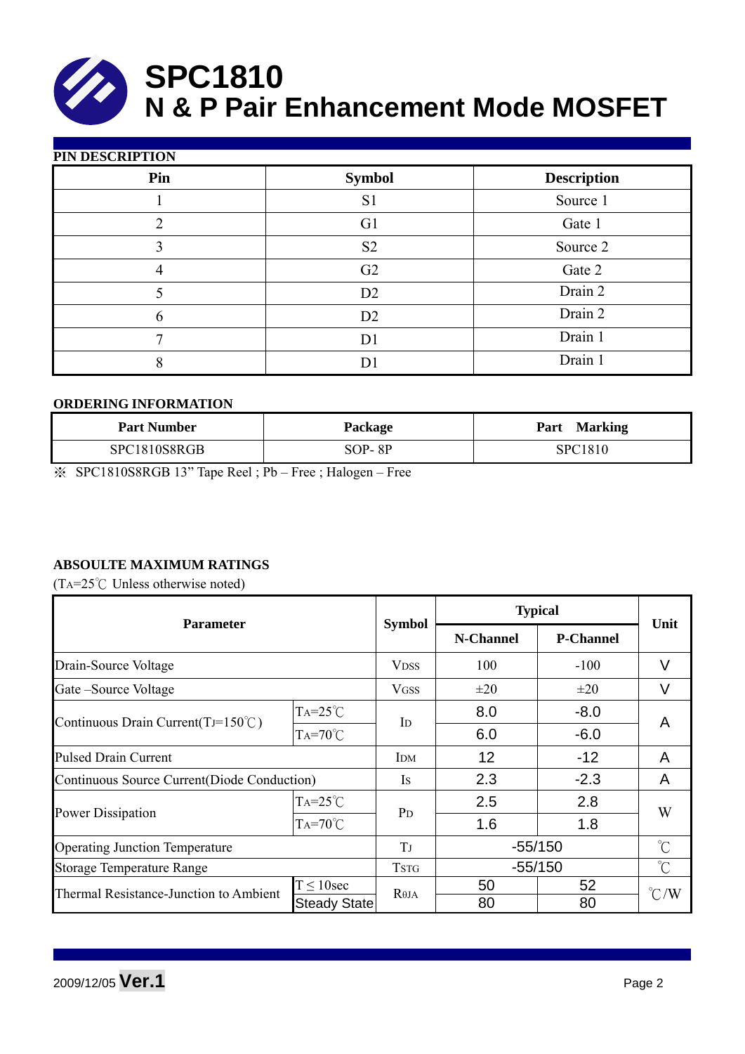# SPC1810
# N & P Pair Enhancement Mode MOSFET

**PIN DESCRIPTION**

| Pin | Symbol | Description |
|---|---|---|
| 1 | S1 | Source 1 |
| 2 | G1 | Gate 1 |
| 3 | S2 | Source 2 |
| 4 | G2 | Gate 2 |
| 5 | D2 | Drain 2 |
| 6 | D2 | Drain 2 |
| 7 | D1 | Drain 1 |
| 8 | D1 | Drain 1 |

**ORDERING INFORMATION**

| Part Number | Package | Part Marking |
|---|---|---|
| SPC1810S8RGB | SOP- 8P | SPC1810 |

※ SPC1810S8RGB 13" Tape Reel ; Pb – Free ; Halogen – Free

**ABSOULTE MAXIMUM RATINGS**

($T_A$=25℃ Unless otherwise noted)

| Parameter | | Symbol | Typical | | Unit |
|---|---|---|---|---|---|
| | | | N-Channel | P-Channel | |
| Drain-Source Voltage | | $V_{DSS}$ | 100 | -100 | V |
| Gate –Source Voltage | | $V_{GSS}$ | ±20 | ±20 | V |
| Continuous Drain Current($T_J$=150℃) | $T_A$=25℃ | $I_D$ | 8.0 | -8.0 | A |
| | $T_A$=70℃ | | 6.0 | -6.0 | |
| Pulsed Drain Current | | $I_{DM}$ | 12 | -12 | A |
| Continuous Source Current(Diode Conduction) | | $I_S$ | 2.3 | -2.3 | A |
| Power Dissipation | $T_A$=25℃ | $P_D$ | 2.5 | 2.8 | W |
| | $T_A$=70℃ | | 1.6 | 1.8 | |
| Operating Junction Temperature | | $T_J$ | -55/150 | | ℃ |
| Storage Temperature Range | | $T_{STG}$ | -55/150 | | ℃ |
| Thermal Resistance-Junction to Ambient | T ≤ 10sec | $R_{\theta JA}$ | 50 | 52 | ℃/W |
| | Steady State | | 80 | 80 | |

2009/12/05 **Ver.1**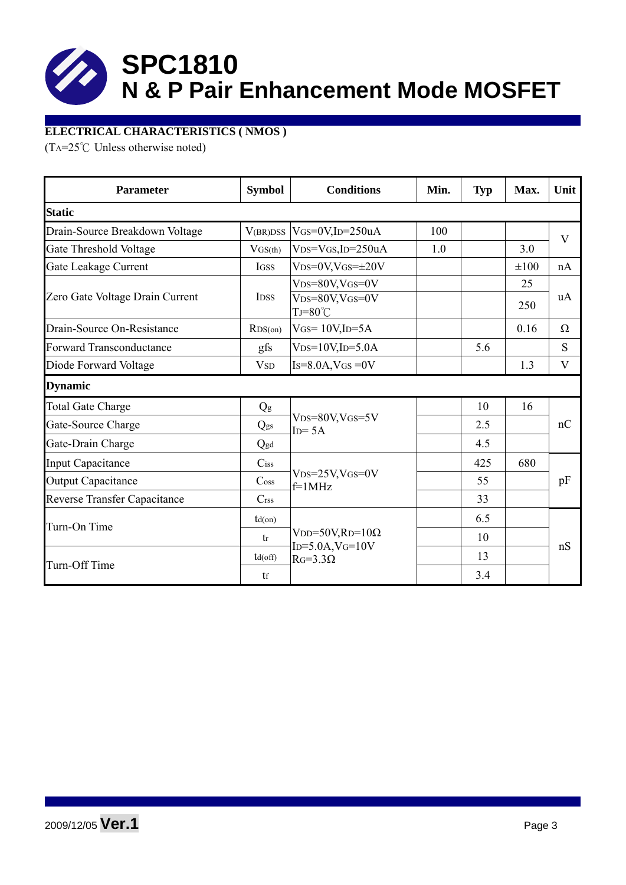# SPC1810
## N & P Pair Enhancement Mode MOSFET

**ELECTRICAL CHARACTERISTICS ( NMOS )**

($T_A$=25℃ Unless otherwise noted)

| Parameter | Symbol | Conditions | Min. | Typ | Max. | Unit |
|---|---|---|---|---|---|---|
| **Static** | | | | | | |
| Drain-Source Breakdown Voltage | $V_{(BR)DSS}$ | $V_{GS}$=0V,$I_D$=250uA | 100 | | | V |
| Gate Threshold Voltage | $V_{GS(th)}$ | $V_{DS}$=$V_{GS}$,$I_D$=250uA | 1.0 | | 3.0 | V |
| Gate Leakage Current | $I_{GSS}$ | $V_{DS}$=0V,$V_{GS}$=±20V | | | ±100 | nA |
| Zero Gate Voltage Drain Current | $I_{DSS}$ | $V_{DS}$=80V,$V_{GS}$=0V | | | 25 | uA |
| | | $V_{DS}$=80V,$V_{GS}$=0V $T_J$=80℃ | | | 250 | uA |
| Drain-Source On-Resistance | $R_{DS(on)}$ | $V_{GS}$= 10V,$I_D$=5A | | | 0.16 | Ω |
| Forward Transconductance | gfs | $V_{DS}$=10V,$I_D$=5.0A | | 5.6 | | S |
| Diode Forward Voltage | $V_{SD}$ | $I_S$=8.0A,$V_{GS}$ =0V | | | 1.3 | V |
| **Dynamic** | | | | | | |
| Total Gate Charge | $Q_g$ | $V_{DS}$=80V,$V_{GS}$=5V $I_D$= 5A | | 10 | 16 | nC |
| Gate-Source Charge | $Q_{gs}$ | | | 2.5 | | nC |
| Gate-Drain Charge | $Q_{gd}$ | | | 4.5 | | nC |
| Input Capacitance | $C_{iss}$ | $V_{DS}$=25V,$V_{GS}$=0V f=1MHz | | 425 | 680 | pF |
| Output Capacitance | $C_{oss}$ | | | 55 | | pF |
| Reverse Transfer Capacitance | $C_{rss}$ | | | 33 | | pF |
| Turn-On Time | $t_{d(on)}$ | $V_{DD}$=50V,$R_D$=10Ω $I_D$=5.0A,$V_G$=10V $R_G$=3.3Ω | | 6.5 | | nS |
| | $t_r$ | | | 10 | | nS |
| Turn-Off Time | $t_{d(off)}$ | | | 13 | | nS |
| | $t_f$ | | | 3.4 | | nS |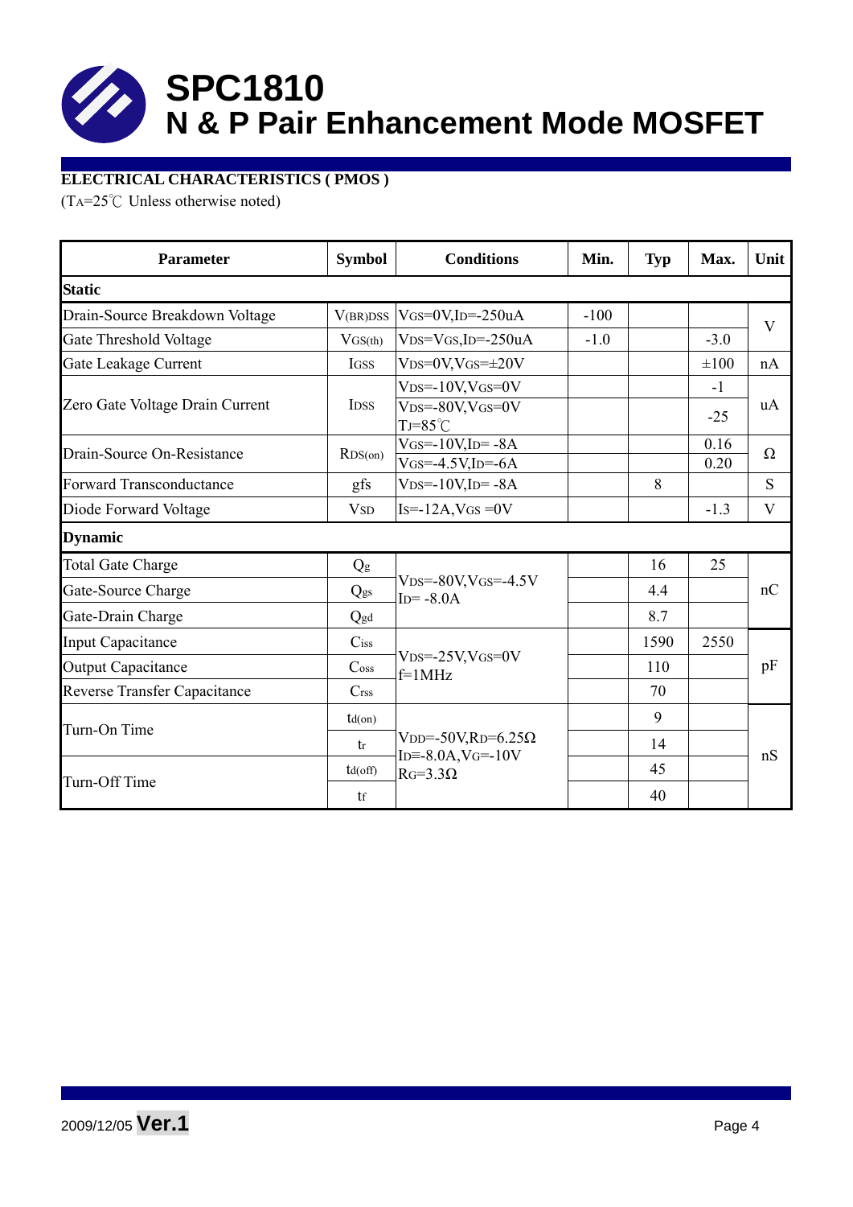# SPC1810

## N & P Pair Enhancement Mode MOSFET

**ELECTRICAL CHARACTERISTICS ( PMOS )**

($T_A$=25℃ Unless otherwise noted)

| Parameter | Symbol | Conditions | Min. | Typ | Max. | Unit |
|---|---|---|---|---|---|---|
| **Static** | | | | | | |
| Drain-Source Breakdown Voltage | $V_{(BR)DSS}$ | $V_{GS}$=0V,$I_D$=-250uA | -100 | | | V |
| Gate Threshold Voltage | $V_{GS(th)}$ | $V_{DS}$=$V_{GS}$,$I_D$=-250uA | -1.0 | | -3.0 | V |
| Gate Leakage Current | $I_{GSS}$ | $V_{DS}$=0V,$V_{GS}$=±20V | | | ±100 | nA |
| Zero Gate Voltage Drain Current | $I_{DSS}$ | $V_{DS}$=-10V,$V_{GS}$=0V | | | -1 | uA |
| | | $V_{DS}$=-80V,$V_{GS}$=0V $T_J$=85℃ | | | -25 | uA |
| Drain-Source On-Resistance | $R_{DS(on)}$ | $V_{GS}$=-10V,$I_D$= -8A | | | 0.16 | Ω |
| | | $V_{GS}$=-4.5V,$I_D$=-6A | | | 0.20 | Ω |
| Forward Transconductance | gfs | $V_{DS}$=-10V,$I_D$= -8A | | 8 | | S |
| Diode Forward Voltage | $V_{SD}$ | $I_S$=-12A,$V_{GS}$ =0V | | | -1.3 | V |
| **Dynamic** | | | | | | |
| Total Gate Charge | $Q_g$ | $V_{DS}$=-80V,$V_{GS}$=-4.5V $I_D$= -8.0A | | 16 | 25 | nC |
| Gate-Source Charge | $Q_{gs}$ | | | 4.4 | | nC |
| Gate-Drain Charge | $Q_{gd}$ | | | 8.7 | | nC |
| Input Capacitance | $C_{iss}$ | $V_{DS}$=-25V,$V_{GS}$=0V f=1MHz | | 1590 | 2550 | pF |
| Output Capacitance | $C_{oss}$ | | | 110 | | pF |
| Reverse Transfer Capacitance | $C_{rss}$ | | | 70 | | pF |
| Turn-On Time | $t_{d(on)}$ | $V_{DD}$=-50V,$R_D$=6.25Ω $I_D$=-8.0A,$V_G$=-10V $R_G$=3.3Ω | | 9 | | nS |
| | $t_r$ | | | 14 | | nS |
| Turn-Off Time | $t_{d(off)}$ | | | 45 | | nS |
| | $t_f$ | | | 40 | | nS |

2009/12/05 **Ver.1**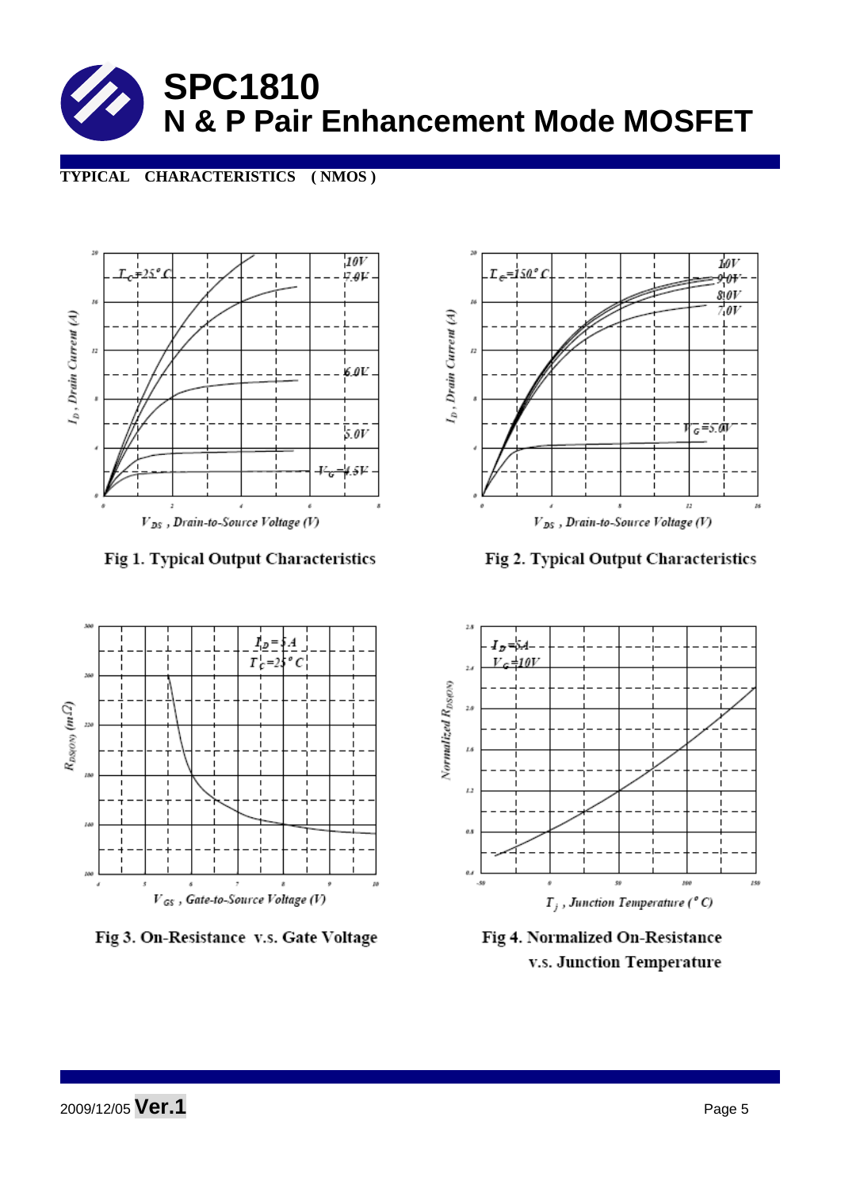# SPC1810
## N & P Pair Enhancement Mode MOSFET

**TYPICAL CHARACTERISTICS ( NMOS )**

Fig 1. Typical Output Characteristics

Fig 2. Typical Output Characteristics

Fig 3. On-Resistance v.s. Gate Voltage

Fig 4. Normalized On-Resistance v.s. Junction Temperature

2009/12/05 **Ver.1**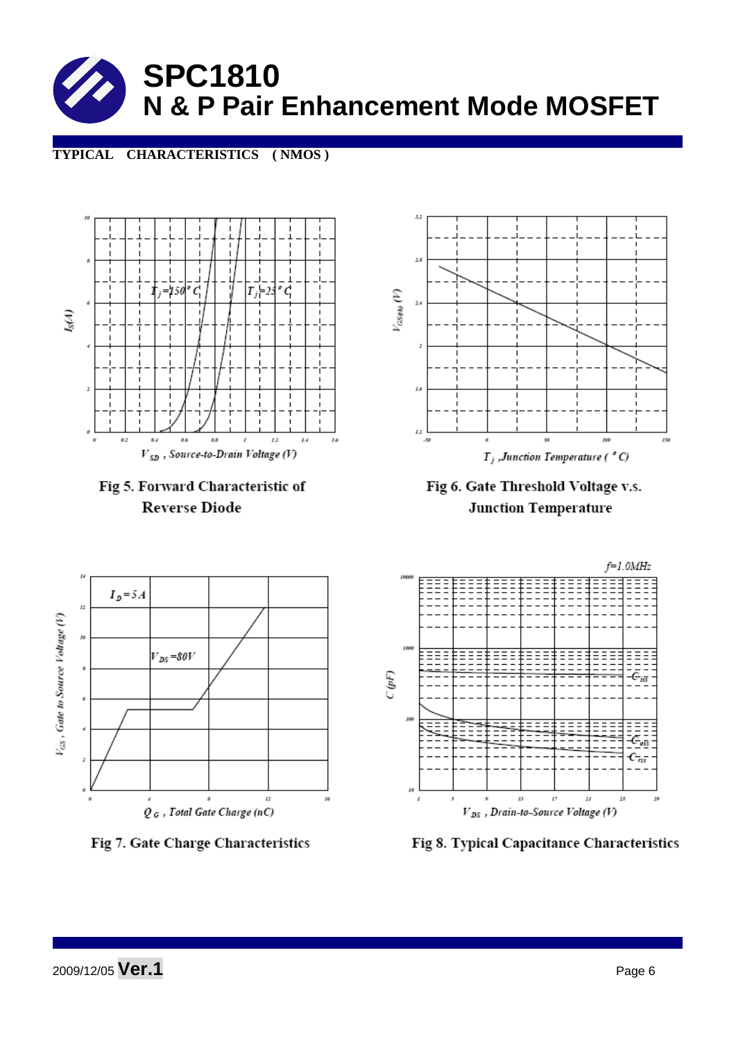# SPC1810
# N & P Pair Enhancement Mode MOSFET

**TYPICAL CHARACTERISTICS ( NMOS )**

Fig 5. Forward Characteristic of Reverse Diode

Fig 6. Gate Threshold Voltage v.s. Junction Temperature

Fig 7. Gate Charge Characteristics

Fig 8. Typical Capacitance Characteristics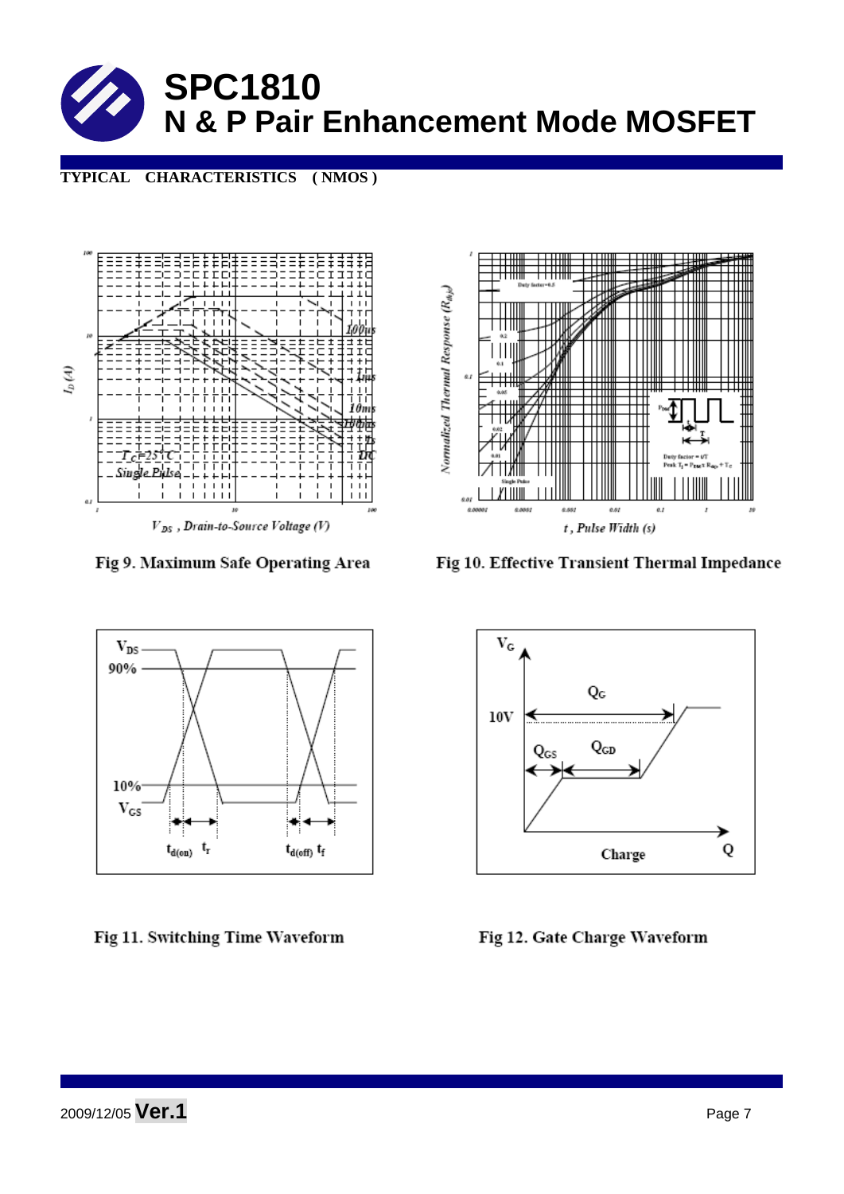# SPC1810
## N & P Pair Enhancement Mode MOSFET

**TYPICAL CHARACTERISTICS ( NMOS )**

Fig 9. Maximum Safe Operating Area

Fig 10. Effective Transient Thermal Impedance

Fig 11. Switching Time Waveform

Fig 12. Gate Charge Waveform

2009/12/05 **Ver.1**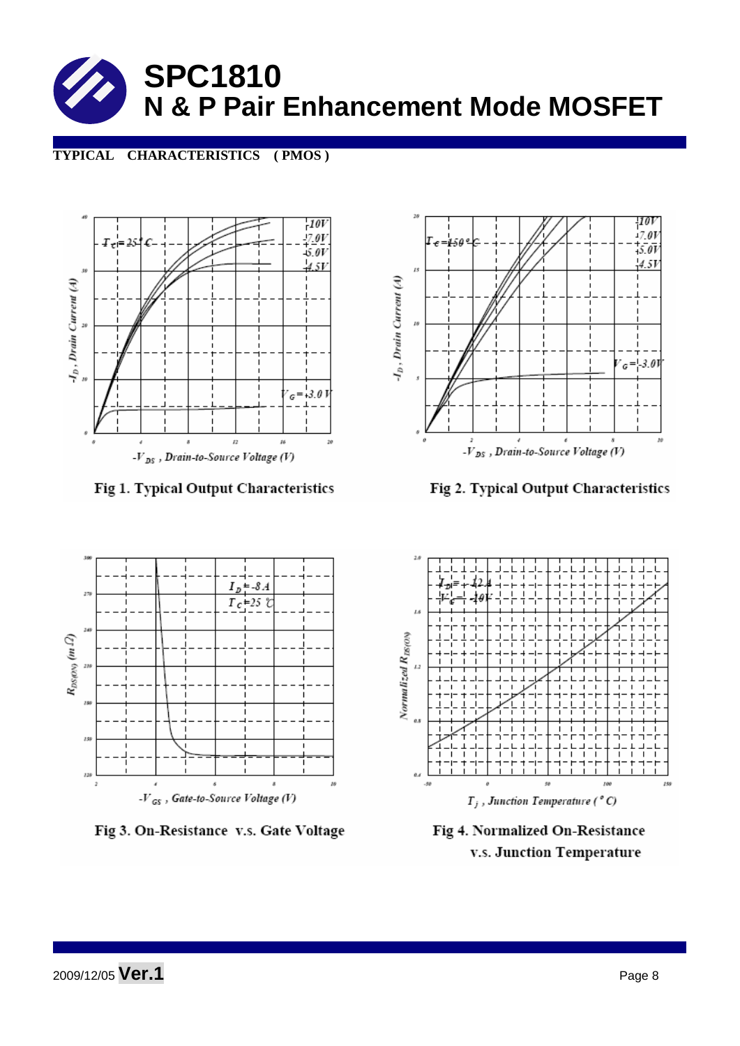# SPC1810
## N & P Pair Enhancement Mode MOSFET

**TYPICAL CHARACTERISTICS ( PMOS )**

Fig 1. Typical Output Characteristics

Fig 2. Typical Output Characteristics

Fig 3. On-Resistance v.s. Gate Voltage

Fig 4. Normalized On-Resistance v.s. Junction Temperature

2009/12/05 **Ver.1**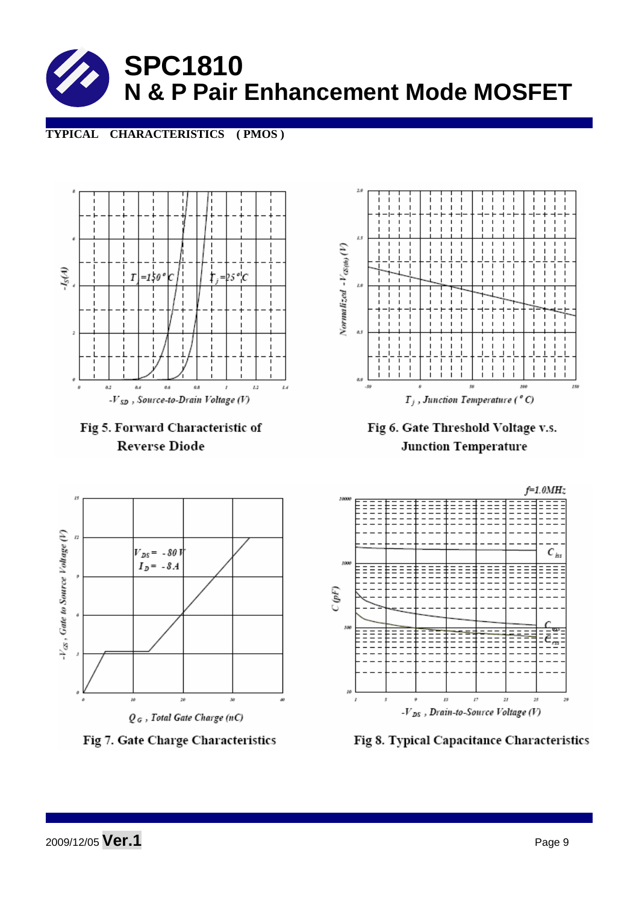# SPC1810
# N & P Pair Enhancement Mode MOSFET

**TYPICAL CHARACTERISTICS ( PMOS )**

Fig 5. Forward Characteristic of Reverse Diode

Fig 6. Gate Threshold Voltage v.s. Junction Temperature

Fig 7. Gate Charge Characteristics

Fig 8. Typical Capacitance Characteristics

2009/12/05 **Ver.1**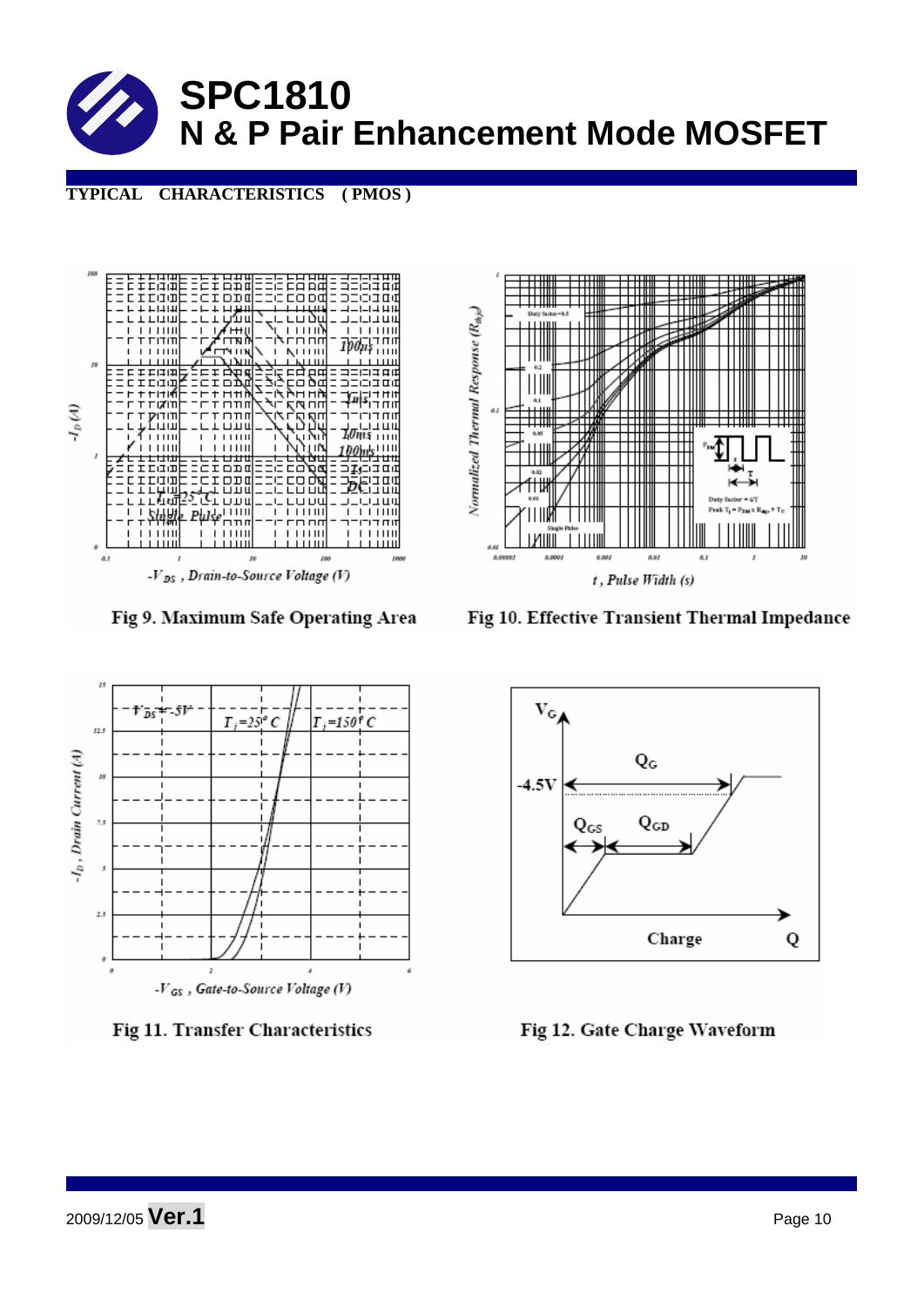# SPC1810

## N & P Pair Enhancement Mode MOSFET

**TYPICAL CHARACTERISTICS ( PMOS )**

Fig 9. Maximum Safe Operating Area

Fig 10. Effective Transient Thermal Impedance

Fig 11. Transfer Characteristics

Fig 12. Gate Charge Waveform

2009/12/05 **Ver.1**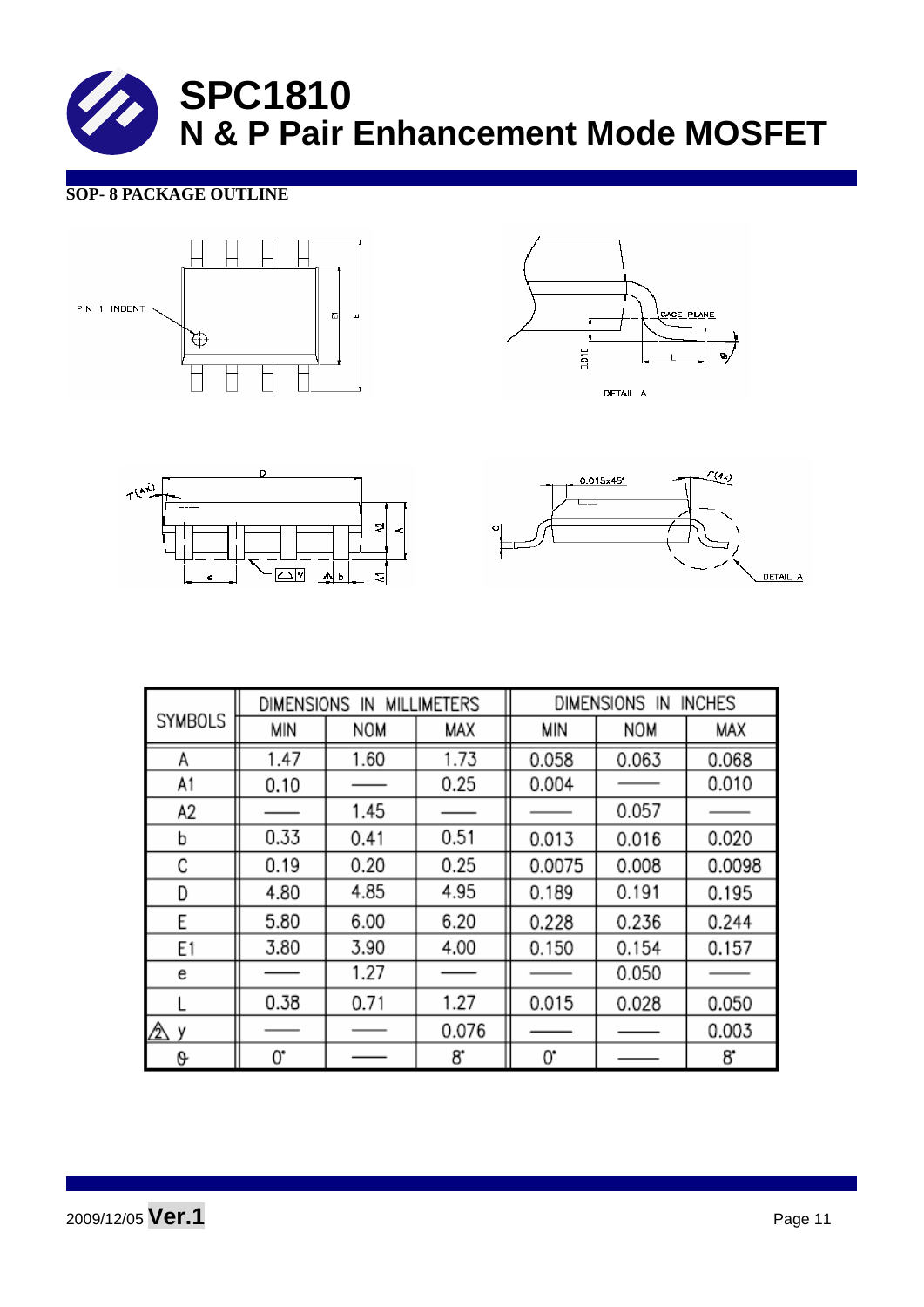# SPC1810
## N & P Pair Enhancement Mode MOSFET

### SOP- 8 PACKAGE OUTLINE

| SYMBOLS | DIMENSIONS IN MILLIMETERS | | | DIMENSIONS IN INCHES | | |
|---|---|---|---|---|---|---|
| | MIN | NOM | MAX | MIN | NOM | MAX |
| A | 1.47 | 1.60 | 1.73 | 0.058 | 0.063 | 0.068 |
| A1 | 0.10 | —— | 0.25 | 0.004 | —— | 0.010 |
| A2 | —— | 1.45 | —— | —— | 0.057 | —— |
| b | 0.33 | 0.41 | 0.51 | 0.013 | 0.016 | 0.020 |
| C | 0.19 | 0.20 | 0.25 | 0.0075 | 0.008 | 0.0098 |
| D | 4.80 | 4.85 | 4.95 | 0.189 | 0.191 | 0.195 |
| E | 5.80 | 6.00 | 6.20 | 0.228 | 0.236 | 0.244 |
| E1 | 3.80 | 3.90 | 4.00 | 0.150 | 0.154 | 0.157 |
| e | —— | 1.27 | —— | —— | 0.050 | —— |
| L | 0.38 | 0.71 | 1.27 | 0.015 | 0.028 | 0.050 |
| ⚠2 y | —— | —— | 0.076 | —— | —— | 0.003 |
| θ | 0° | —— | 8° | 0° | —— | 8° |

2009/12/05 **Ver.1**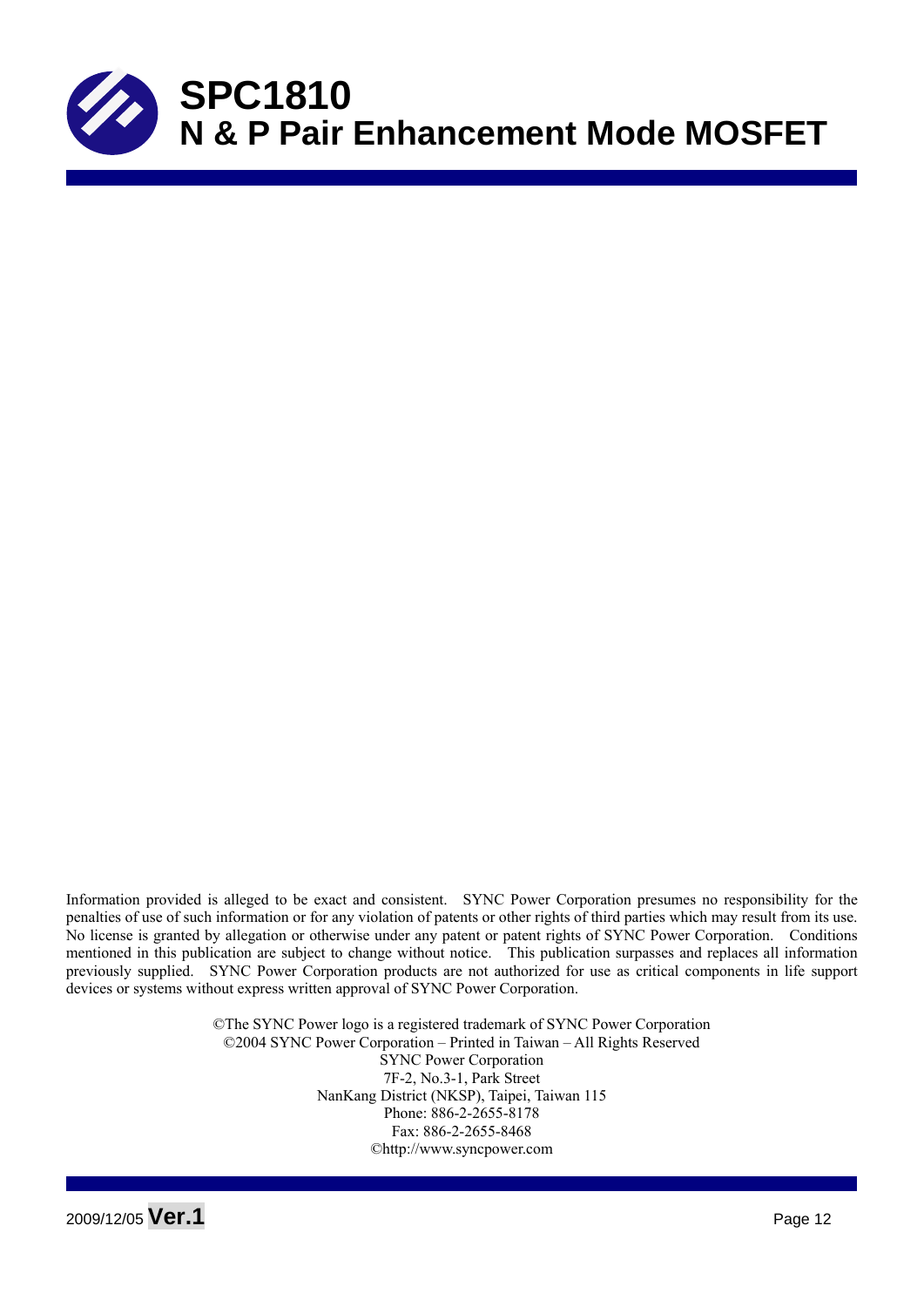Information provided is alleged to be exact and consistent. SYNC Power Corporation presumes no responsibility for the penalties of use of such information or for any violation of patents or other rights of third parties which may result from its use. No license is granted by allegation or otherwise under any patent or patent rights of SYNC Power Corporation. Conditions mentioned in this publication are subject to change without notice. This publication surpasses and replaces all information previously supplied. SYNC Power Corporation products are not authorized for use as critical components in life support devices or systems without express written approval of SYNC Power Corporation.

©The SYNC Power logo is a registered trademark of SYNC Power Corporation
©2004 SYNC Power Corporation – Printed in Taiwan – All Rights Reserved
SYNC Power Corporation
7F-2, No.3-1, Park Street
NanKang District (NKSP), Taipei, Taiwan 115
Phone: 886-2-2655-8178
Fax: 886-2-2655-8468
©http://www.syncpower.com